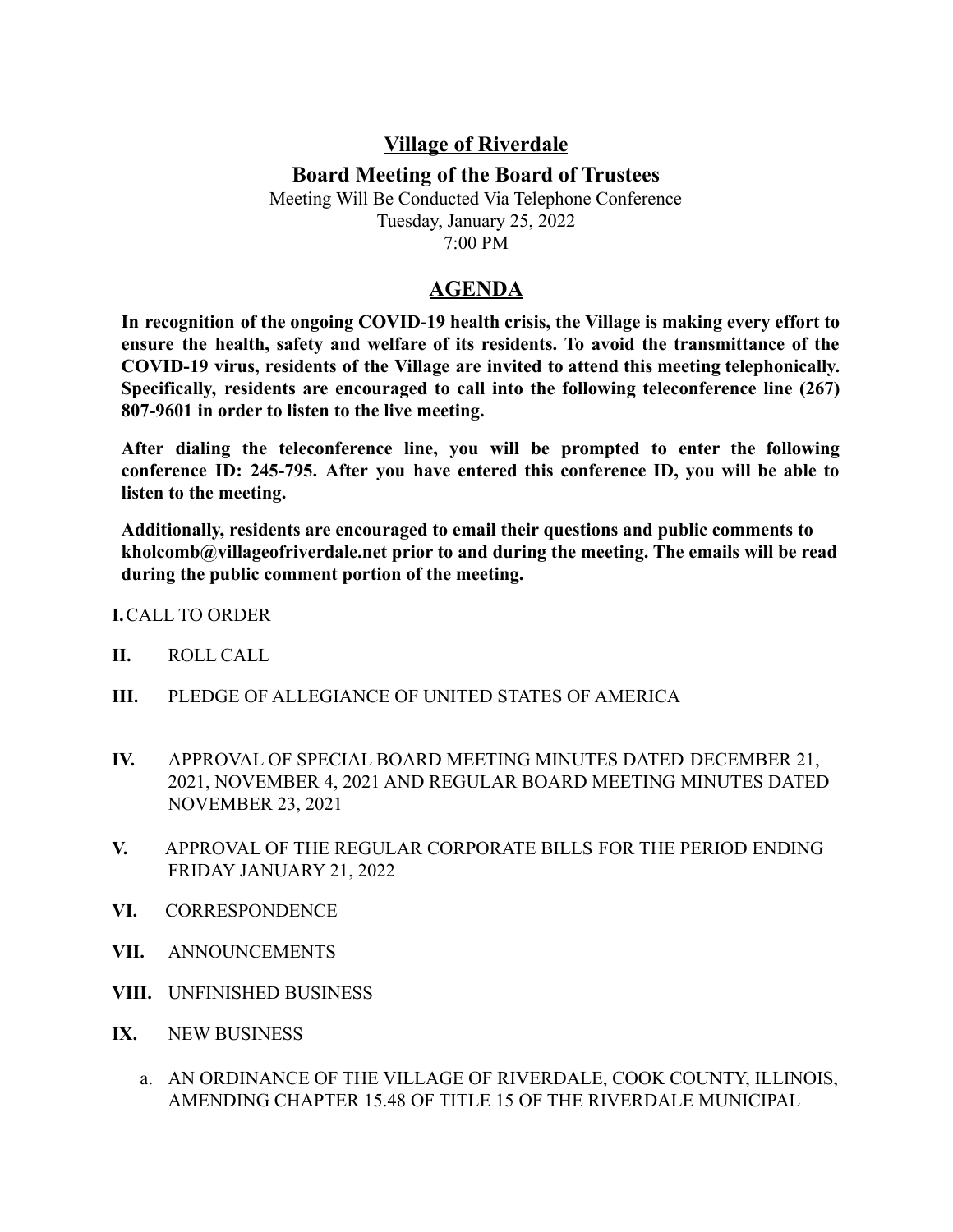# Village of Riverdale

## Board Meeting of the Board of Trustees

Meeting Will Be Conducted Via Telephone Conference
Tuesday, January 25, 2022
7:00 PM

## AGENDA

**In recognition of the ongoing COVID-19 health crisis, the Village is making every effort to ensure the health, safety and welfare of its residents. To avoid the transmittance of the COVID-19 virus, residents of the Village are invited to attend this meeting telephonically. Specifically, residents are encouraged to call into the following teleconference line (267) 807-9601 in order to listen to the live meeting.**

**After dialing the teleconference line, you will be prompted to enter the following conference ID: 245-795. After you have entered this conference ID, you will be able to listen to the meeting.**

**Additionally, residents are encouraged to email their questions and public comments to kholcomb@villageofriverdale.net prior to and during the meeting. The emails will be read during the public comment portion of the meeting.**

**I.** CALL TO ORDER

**II.** ROLL CALL

**III.** PLEDGE OF ALLEGIANCE OF UNITED STATES OF AMERICA

**IV.** APPROVAL OF SPECIAL BOARD MEETING MINUTES DATED DECEMBER 21, 2021, NOVEMBER 4, 2021 AND REGULAR BOARD MEETING MINUTES DATED NOVEMBER 23, 2021

**V.** APPROVAL OF THE REGULAR CORPORATE BILLS FOR THE PERIOD ENDING FRIDAY JANUARY 21, 2022

**VI.** CORRESPONDENCE

**VII.** ANNOUNCEMENTS

**VIII.** UNFINISHED BUSINESS

**IX.** NEW BUSINESS

a. AN ORDINANCE OF THE VILLAGE OF RIVERDALE, COOK COUNTY, ILLINOIS, AMENDING CHAPTER 15.48 OF TITLE 15 OF THE RIVERDALE MUNICIPAL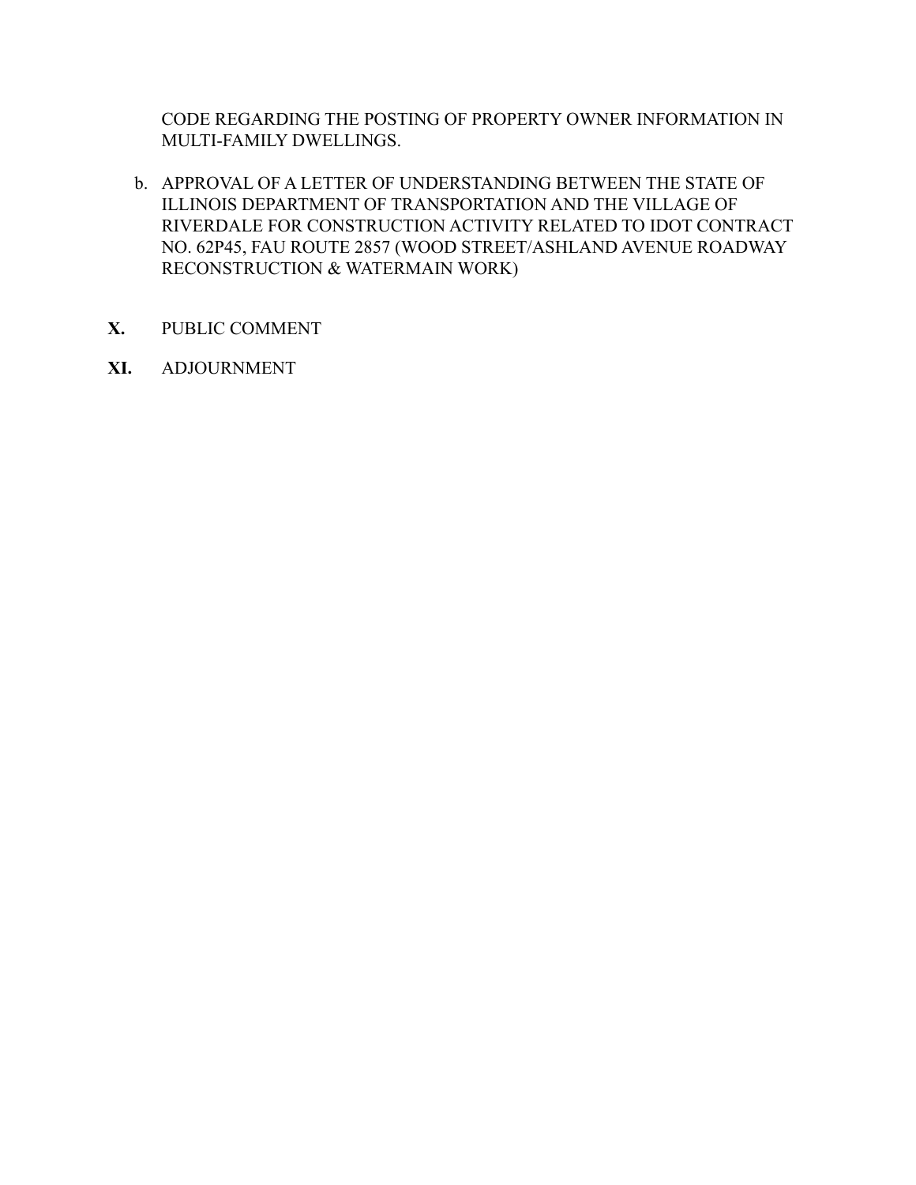CODE REGARDING THE POSTING OF PROPERTY OWNER INFORMATION IN MULTI-FAMILY DWELLINGS.

b. APPROVAL OF A LETTER OF UNDERSTANDING BETWEEN THE STATE OF ILLINOIS DEPARTMENT OF TRANSPORTATION AND THE VILLAGE OF RIVERDALE FOR CONSTRUCTION ACTIVITY RELATED TO IDOT CONTRACT NO. 62P45, FAU ROUTE 2857 (WOOD STREET/ASHLAND AVENUE ROADWAY RECONSTRUCTION & WATERMAIN WORK)

**X.** PUBLIC COMMENT

**XI.** ADJOURNMENT